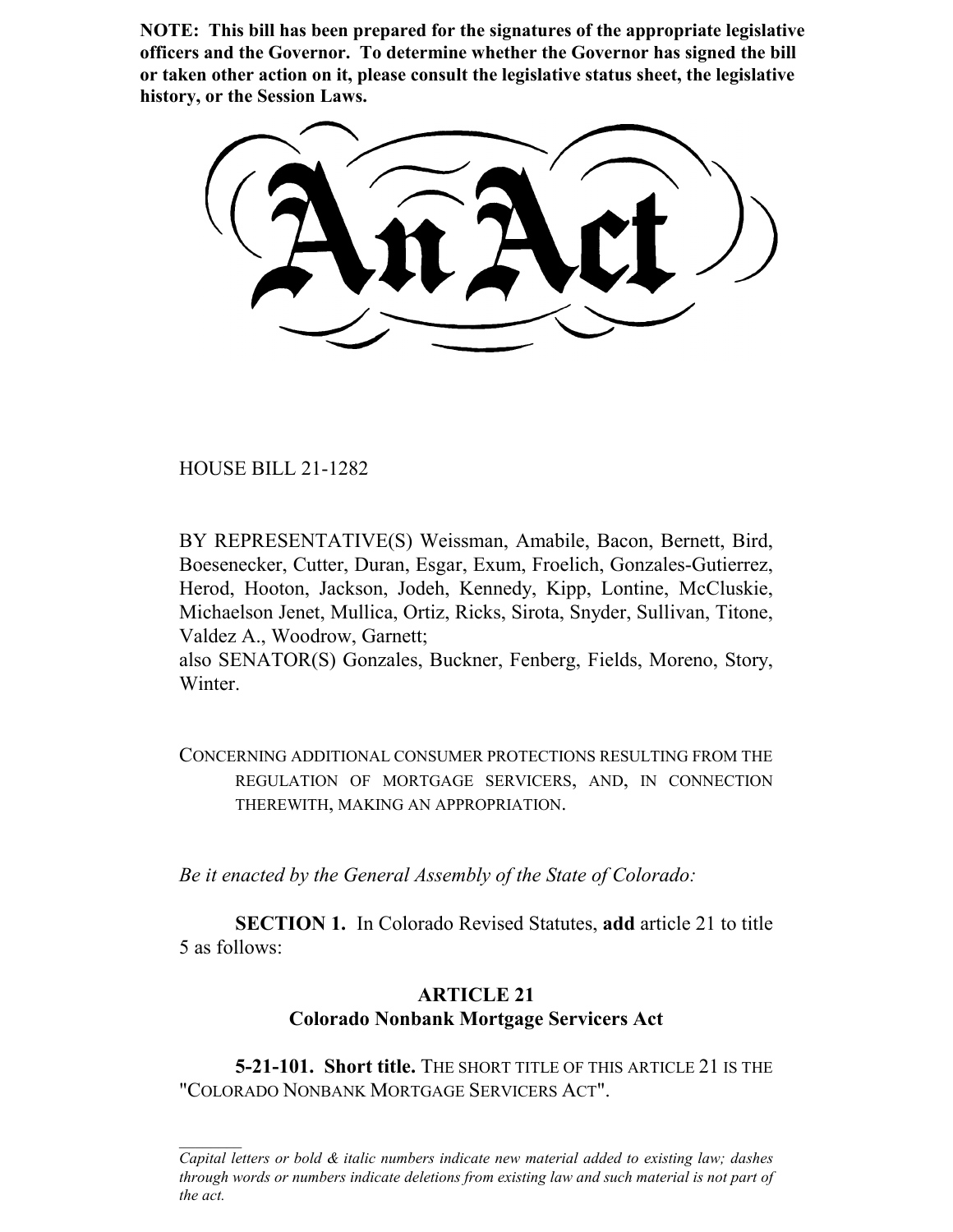**NOTE: This bill has been prepared for the signatures of the appropriate legislative officers and the Governor. To determine whether the Governor has signed the bill or taken other action on it, please consult the legislative status sheet, the legislative history, or the Session Laws.**

# An Act

HOUSE BILL 21-1282

BY REPRESENTATIVE(S) Weissman, Amabile, Bacon, Bernett, Bird, Boesenecker, Cutter, Duran, Esgar, Exum, Froelich, Gonzales-Gutierrez, Herod, Hooton, Jackson, Jodeh, Kennedy, Kipp, Lontine, McCluskie, Michaelson Jenet, Mullica, Ortiz, Ricks, Sirota, Snyder, Sullivan, Titone, Valdez A., Woodrow, Garnett;
also SENATOR(S) Gonzales, Buckner, Fenberg, Fields, Moreno, Story, Winter.

CONCERNING ADDITIONAL CONSUMER PROTECTIONS RESULTING FROM THE REGULATION OF MORTGAGE SERVICERS, AND, IN CONNECTION THEREWITH, MAKING AN APPROPRIATION.

*Be it enacted by the General Assembly of the State of Colorado:*

**SECTION 1.** In Colorado Revised Statutes, **add** article 21 to title 5 as follows:

## ARTICLE 21
## Colorado Nonbank Mortgage Servicers Act

**5-21-101. Short title.** THE SHORT TITLE OF THIS ARTICLE 21 IS THE "COLORADO NONBANK MORTGAGE SERVICERS ACT".

*Capital letters or bold & italic numbers indicate new material added to existing law; dashes through words or numbers indicate deletions from existing law and such material is not part of the act.*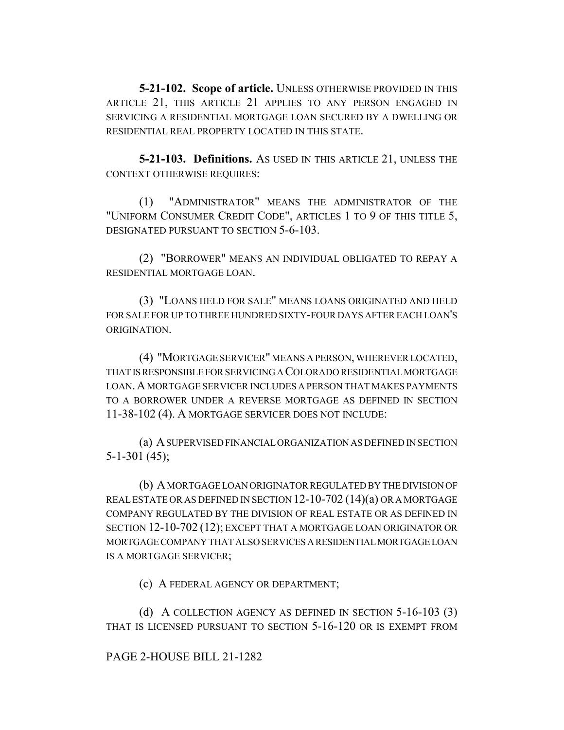**5-21-102. Scope of article.** UNLESS OTHERWISE PROVIDED IN THIS ARTICLE 21, THIS ARTICLE 21 APPLIES TO ANY PERSON ENGAGED IN SERVICING A RESIDENTIAL MORTGAGE LOAN SECURED BY A DWELLING OR RESIDENTIAL REAL PROPERTY LOCATED IN THIS STATE.

**5-21-103. Definitions.** AS USED IN THIS ARTICLE 21, UNLESS THE CONTEXT OTHERWISE REQUIRES:

(1) "ADMINISTRATOR" MEANS THE ADMINISTRATOR OF THE "UNIFORM CONSUMER CREDIT CODE", ARTICLES 1 TO 9 OF THIS TITLE 5, DESIGNATED PURSUANT TO SECTION 5-6-103.

(2) "BORROWER" MEANS AN INDIVIDUAL OBLIGATED TO REPAY A RESIDENTIAL MORTGAGE LOAN.

(3) "LOANS HELD FOR SALE" MEANS LOANS ORIGINATED AND HELD FOR SALE FOR UP TO THREE HUNDRED SIXTY-FOUR DAYS AFTER EACH LOAN'S ORIGINATION.

(4) "MORTGAGE SERVICER" MEANS A PERSON, WHEREVER LOCATED, THAT IS RESPONSIBLE FOR SERVICING A COLORADO RESIDENTIAL MORTGAGE LOAN. A MORTGAGE SERVICER INCLUDES A PERSON THAT MAKES PAYMENTS TO A BORROWER UNDER A REVERSE MORTGAGE AS DEFINED IN SECTION 11-38-102 (4). A MORTGAGE SERVICER DOES NOT INCLUDE:

(a) A SUPERVISED FINANCIAL ORGANIZATION AS DEFINED IN SECTION 5-1-301 (45);

(b) A MORTGAGE LOAN ORIGINATOR REGULATED BY THE DIVISION OF REAL ESTATE OR AS DEFINED IN SECTION 12-10-702 (14)(a) OR A MORTGAGE COMPANY REGULATED BY THE DIVISION OF REAL ESTATE OR AS DEFINED IN SECTION 12-10-702 (12); EXCEPT THAT A MORTGAGE LOAN ORIGINATOR OR MORTGAGE COMPANY THAT ALSO SERVICES A RESIDENTIAL MORTGAGE LOAN IS A MORTGAGE SERVICER;

(c) A FEDERAL AGENCY OR DEPARTMENT;

(d) A COLLECTION AGENCY AS DEFINED IN SECTION 5-16-103 (3) THAT IS LICENSED PURSUANT TO SECTION 5-16-120 OR IS EXEMPT FROM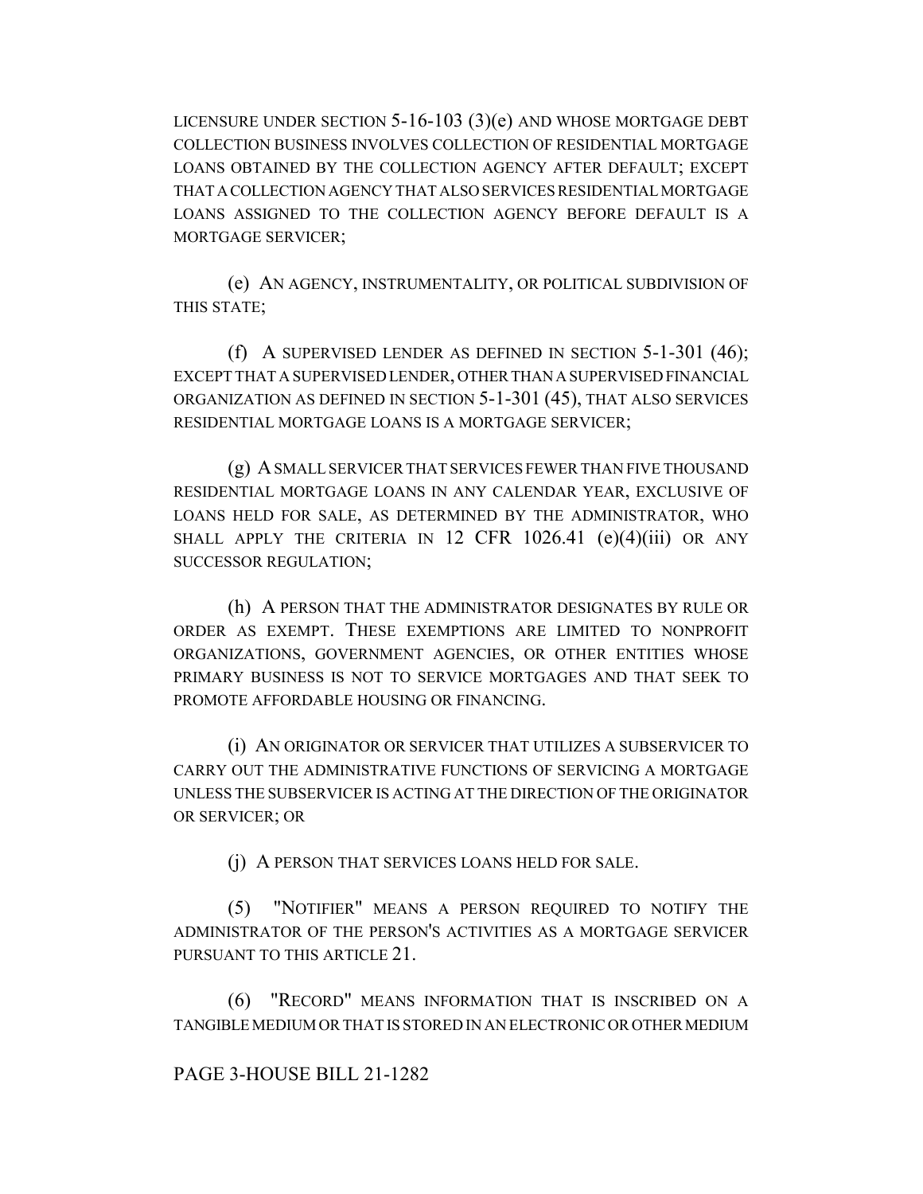LICENSURE UNDER SECTION 5-16-103 (3)(e) AND WHOSE MORTGAGE DEBT COLLECTION BUSINESS INVOLVES COLLECTION OF RESIDENTIAL MORTGAGE LOANS OBTAINED BY THE COLLECTION AGENCY AFTER DEFAULT; EXCEPT THAT A COLLECTION AGENCY THAT ALSO SERVICES RESIDENTIAL MORTGAGE LOANS ASSIGNED TO THE COLLECTION AGENCY BEFORE DEFAULT IS A MORTGAGE SERVICER;

(e) AN AGENCY, INSTRUMENTALITY, OR POLITICAL SUBDIVISION OF THIS STATE;

(f) A SUPERVISED LENDER AS DEFINED IN SECTION 5-1-301 (46); EXCEPT THAT A SUPERVISED LENDER, OTHER THAN A SUPERVISED FINANCIAL ORGANIZATION AS DEFINED IN SECTION 5-1-301 (45), THAT ALSO SERVICES RESIDENTIAL MORTGAGE LOANS IS A MORTGAGE SERVICER;

(g) A SMALL SERVICER THAT SERVICES FEWER THAN FIVE THOUSAND RESIDENTIAL MORTGAGE LOANS IN ANY CALENDAR YEAR, EXCLUSIVE OF LOANS HELD FOR SALE, AS DETERMINED BY THE ADMINISTRATOR, WHO SHALL APPLY THE CRITERIA IN 12 CFR 1026.41 (e)(4)(iii) OR ANY SUCCESSOR REGULATION;

(h) A PERSON THAT THE ADMINISTRATOR DESIGNATES BY RULE OR ORDER AS EXEMPT. THESE EXEMPTIONS ARE LIMITED TO NONPROFIT ORGANIZATIONS, GOVERNMENT AGENCIES, OR OTHER ENTITIES WHOSE PRIMARY BUSINESS IS NOT TO SERVICE MORTGAGES AND THAT SEEK TO PROMOTE AFFORDABLE HOUSING OR FINANCING.

(i) AN ORIGINATOR OR SERVICER THAT UTILIZES A SUBSERVICER TO CARRY OUT THE ADMINISTRATIVE FUNCTIONS OF SERVICING A MORTGAGE UNLESS THE SUBSERVICER IS ACTING AT THE DIRECTION OF THE ORIGINATOR OR SERVICER; OR

(j) A PERSON THAT SERVICES LOANS HELD FOR SALE.

(5) "NOTIFIER" MEANS A PERSON REQUIRED TO NOTIFY THE ADMINISTRATOR OF THE PERSON'S ACTIVITIES AS A MORTGAGE SERVICER PURSUANT TO THIS ARTICLE 21.

(6) "RECORD" MEANS INFORMATION THAT IS INSCRIBED ON A TANGIBLE MEDIUM OR THAT IS STORED IN AN ELECTRONIC OR OTHER MEDIUM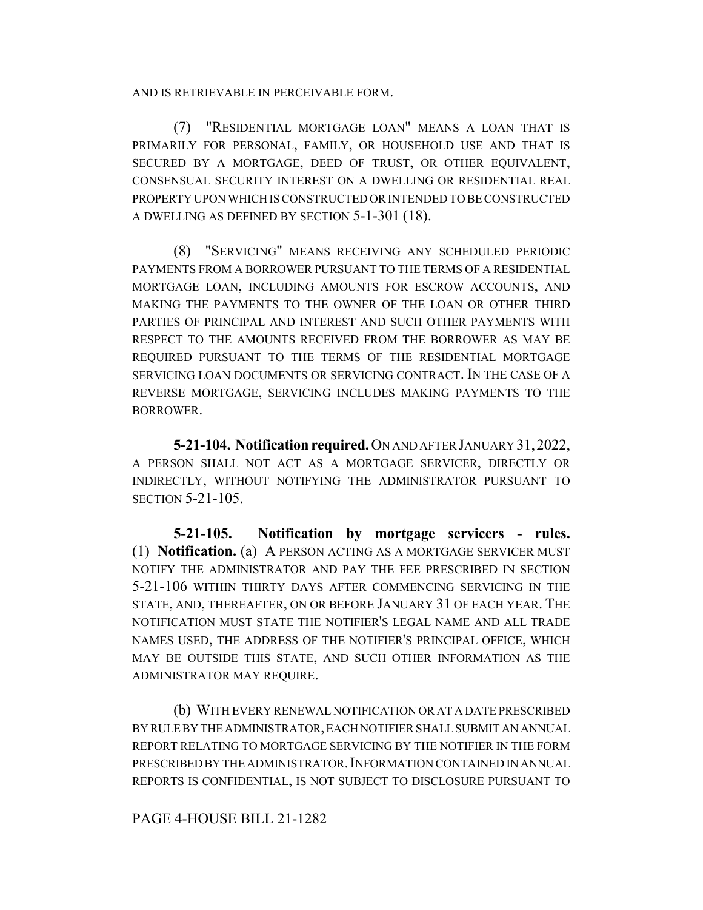AND IS RETRIEVABLE IN PERCEIVABLE FORM.

(7) "RESIDENTIAL MORTGAGE LOAN" MEANS A LOAN THAT IS PRIMARILY FOR PERSONAL, FAMILY, OR HOUSEHOLD USE AND THAT IS SECURED BY A MORTGAGE, DEED OF TRUST, OR OTHER EQUIVALENT, CONSENSUAL SECURITY INTEREST ON A DWELLING OR RESIDENTIAL REAL PROPERTY UPON WHICH IS CONSTRUCTED OR INTENDED TO BE CONSTRUCTED A DWELLING AS DEFINED BY SECTION 5-1-301 (18).

(8) "SERVICING" MEANS RECEIVING ANY SCHEDULED PERIODIC PAYMENTS FROM A BORROWER PURSUANT TO THE TERMS OF A RESIDENTIAL MORTGAGE LOAN, INCLUDING AMOUNTS FOR ESCROW ACCOUNTS, AND MAKING THE PAYMENTS TO THE OWNER OF THE LOAN OR OTHER THIRD PARTIES OF PRINCIPAL AND INTEREST AND SUCH OTHER PAYMENTS WITH RESPECT TO THE AMOUNTS RECEIVED FROM THE BORROWER AS MAY BE REQUIRED PURSUANT TO THE TERMS OF THE RESIDENTIAL MORTGAGE SERVICING LOAN DOCUMENTS OR SERVICING CONTRACT. IN THE CASE OF A REVERSE MORTGAGE, SERVICING INCLUDES MAKING PAYMENTS TO THE BORROWER.

**5-21-104. Notification required.** ON AND AFTER JANUARY 31, 2022, A PERSON SHALL NOT ACT AS A MORTGAGE SERVICER, DIRECTLY OR INDIRECTLY, WITHOUT NOTIFYING THE ADMINISTRATOR PURSUANT TO SECTION 5-21-105.

**5-21-105. Notification by mortgage servicers - rules.** (1) **Notification.** (a) A PERSON ACTING AS A MORTGAGE SERVICER MUST NOTIFY THE ADMINISTRATOR AND PAY THE FEE PRESCRIBED IN SECTION 5-21-106 WITHIN THIRTY DAYS AFTER COMMENCING SERVICING IN THE STATE, AND, THEREAFTER, ON OR BEFORE JANUARY 31 OF EACH YEAR. THE NOTIFICATION MUST STATE THE NOTIFIER'S LEGAL NAME AND ALL TRADE NAMES USED, THE ADDRESS OF THE NOTIFIER'S PRINCIPAL OFFICE, WHICH MAY BE OUTSIDE THIS STATE, AND SUCH OTHER INFORMATION AS THE ADMINISTRATOR MAY REQUIRE.

(b) WITH EVERY RENEWAL NOTIFICATION OR AT A DATE PRESCRIBED BY RULE BY THE ADMINISTRATOR, EACH NOTIFIER SHALL SUBMIT AN ANNUAL REPORT RELATING TO MORTGAGE SERVICING BY THE NOTIFIER IN THE FORM PRESCRIBED BY THE ADMINISTRATOR. INFORMATION CONTAINED IN ANNUAL REPORTS IS CONFIDENTIAL, IS NOT SUBJECT TO DISCLOSURE PURSUANT TO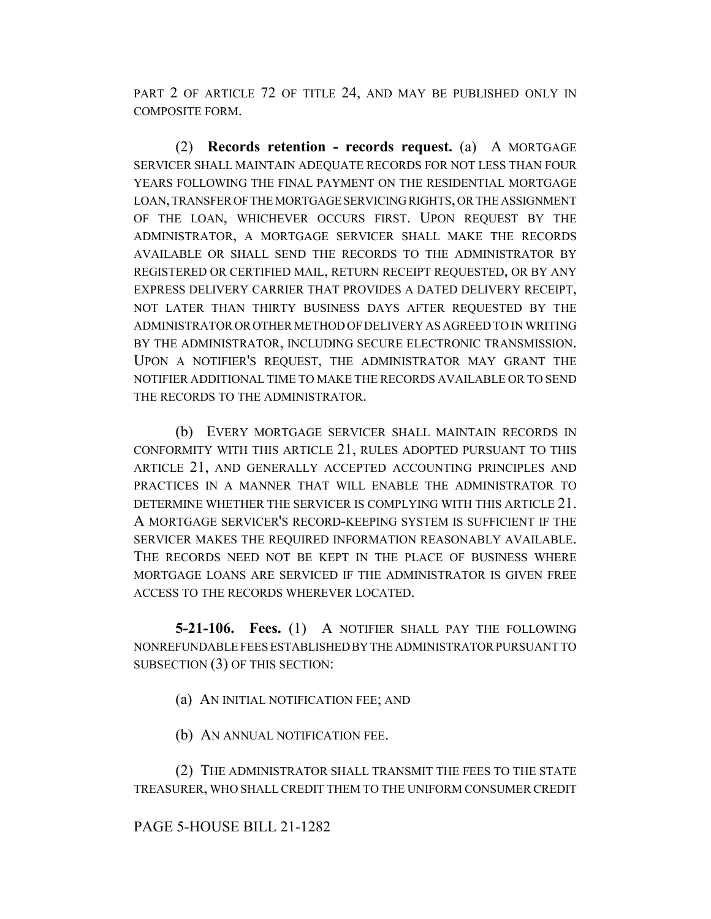PART 2 OF ARTICLE 72 OF TITLE 24, AND MAY BE PUBLISHED ONLY IN COMPOSITE FORM.

(2) **Records retention - records request.** (a) A MORTGAGE SERVICER SHALL MAINTAIN ADEQUATE RECORDS FOR NOT LESS THAN FOUR YEARS FOLLOWING THE FINAL PAYMENT ON THE RESIDENTIAL MORTGAGE LOAN, TRANSFER OF THE MORTGAGE SERVICING RIGHTS, OR THE ASSIGNMENT OF THE LOAN, WHICHEVER OCCURS FIRST. UPON REQUEST BY THE ADMINISTRATOR, A MORTGAGE SERVICER SHALL MAKE THE RECORDS AVAILABLE OR SHALL SEND THE RECORDS TO THE ADMINISTRATOR BY REGISTERED OR CERTIFIED MAIL, RETURN RECEIPT REQUESTED, OR BY ANY EXPRESS DELIVERY CARRIER THAT PROVIDES A DATED DELIVERY RECEIPT, NOT LATER THAN THIRTY BUSINESS DAYS AFTER REQUESTED BY THE ADMINISTRATOR OR OTHER METHOD OF DELIVERY AS AGREED TO IN WRITING BY THE ADMINISTRATOR, INCLUDING SECURE ELECTRONIC TRANSMISSION. UPON A NOTIFIER'S REQUEST, THE ADMINISTRATOR MAY GRANT THE NOTIFIER ADDITIONAL TIME TO MAKE THE RECORDS AVAILABLE OR TO SEND THE RECORDS TO THE ADMINISTRATOR.

(b) EVERY MORTGAGE SERVICER SHALL MAINTAIN RECORDS IN CONFORMITY WITH THIS ARTICLE 21, RULES ADOPTED PURSUANT TO THIS ARTICLE 21, AND GENERALLY ACCEPTED ACCOUNTING PRINCIPLES AND PRACTICES IN A MANNER THAT WILL ENABLE THE ADMINISTRATOR TO DETERMINE WHETHER THE SERVICER IS COMPLYING WITH THIS ARTICLE 21. A MORTGAGE SERVICER'S RECORD-KEEPING SYSTEM IS SUFFICIENT IF THE SERVICER MAKES THE REQUIRED INFORMATION REASONABLY AVAILABLE. THE RECORDS NEED NOT BE KEPT IN THE PLACE OF BUSINESS WHERE MORTGAGE LOANS ARE SERVICED IF THE ADMINISTRATOR IS GIVEN FREE ACCESS TO THE RECORDS WHEREVER LOCATED.

**5-21-106. Fees.** (1) A NOTIFIER SHALL PAY THE FOLLOWING NONREFUNDABLE FEES ESTABLISHED BY THE ADMINISTRATOR PURSUANT TO SUBSECTION (3) OF THIS SECTION:

(a) AN INITIAL NOTIFICATION FEE; AND

(b) AN ANNUAL NOTIFICATION FEE.

(2) THE ADMINISTRATOR SHALL TRANSMIT THE FEES TO THE STATE TREASURER, WHO SHALL CREDIT THEM TO THE UNIFORM CONSUMER CREDIT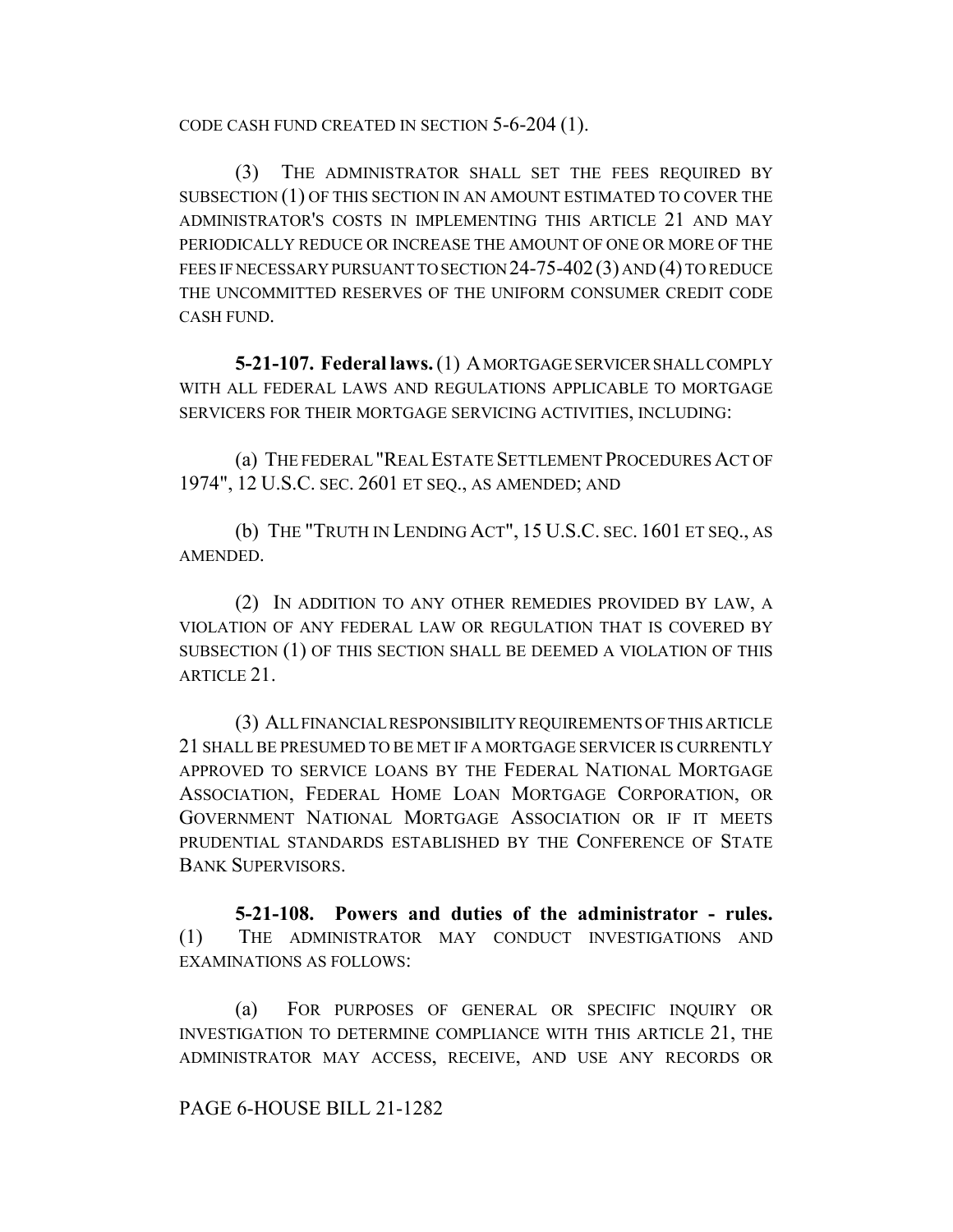CODE CASH FUND CREATED IN SECTION 5-6-204 (1).

(3) THE ADMINISTRATOR SHALL SET THE FEES REQUIRED BY SUBSECTION (1) OF THIS SECTION IN AN AMOUNT ESTIMATED TO COVER THE ADMINISTRATOR'S COSTS IN IMPLEMENTING THIS ARTICLE 21 AND MAY PERIODICALLY REDUCE OR INCREASE THE AMOUNT OF ONE OR MORE OF THE FEES IF NECESSARY PURSUANT TO SECTION 24-75-402 (3) AND (4) TO REDUCE THE UNCOMMITTED RESERVES OF THE UNIFORM CONSUMER CREDIT CODE CASH FUND.

**5-21-107. Federal laws.** (1) A MORTGAGE SERVICER SHALL COMPLY WITH ALL FEDERAL LAWS AND REGULATIONS APPLICABLE TO MORTGAGE SERVICERS FOR THEIR MORTGAGE SERVICING ACTIVITIES, INCLUDING:

(a) THE FEDERAL "REAL ESTATE SETTLEMENT PROCEDURES ACT OF 1974", 12 U.S.C. SEC. 2601 ET SEQ., AS AMENDED; AND

(b) THE "TRUTH IN LENDING ACT", 15 U.S.C. SEC. 1601 ET SEQ., AS AMENDED.

(2) IN ADDITION TO ANY OTHER REMEDIES PROVIDED BY LAW, A VIOLATION OF ANY FEDERAL LAW OR REGULATION THAT IS COVERED BY SUBSECTION (1) OF THIS SECTION SHALL BE DEEMED A VIOLATION OF THIS ARTICLE 21.

(3) ALL FINANCIAL RESPONSIBILITY REQUIREMENTS OF THIS ARTICLE 21 SHALL BE PRESUMED TO BE MET IF A MORTGAGE SERVICER IS CURRENTLY APPROVED TO SERVICE LOANS BY THE FEDERAL NATIONAL MORTGAGE ASSOCIATION, FEDERAL HOME LOAN MORTGAGE CORPORATION, OR GOVERNMENT NATIONAL MORTGAGE ASSOCIATION OR IF IT MEETS PRUDENTIAL STANDARDS ESTABLISHED BY THE CONFERENCE OF STATE BANK SUPERVISORS.

**5-21-108. Powers and duties of the administrator - rules.** (1) THE ADMINISTRATOR MAY CONDUCT INVESTIGATIONS AND EXAMINATIONS AS FOLLOWS:

(a) FOR PURPOSES OF GENERAL OR SPECIFIC INQUIRY OR INVESTIGATION TO DETERMINE COMPLIANCE WITH THIS ARTICLE 21, THE ADMINISTRATOR MAY ACCESS, RECEIVE, AND USE ANY RECORDS OR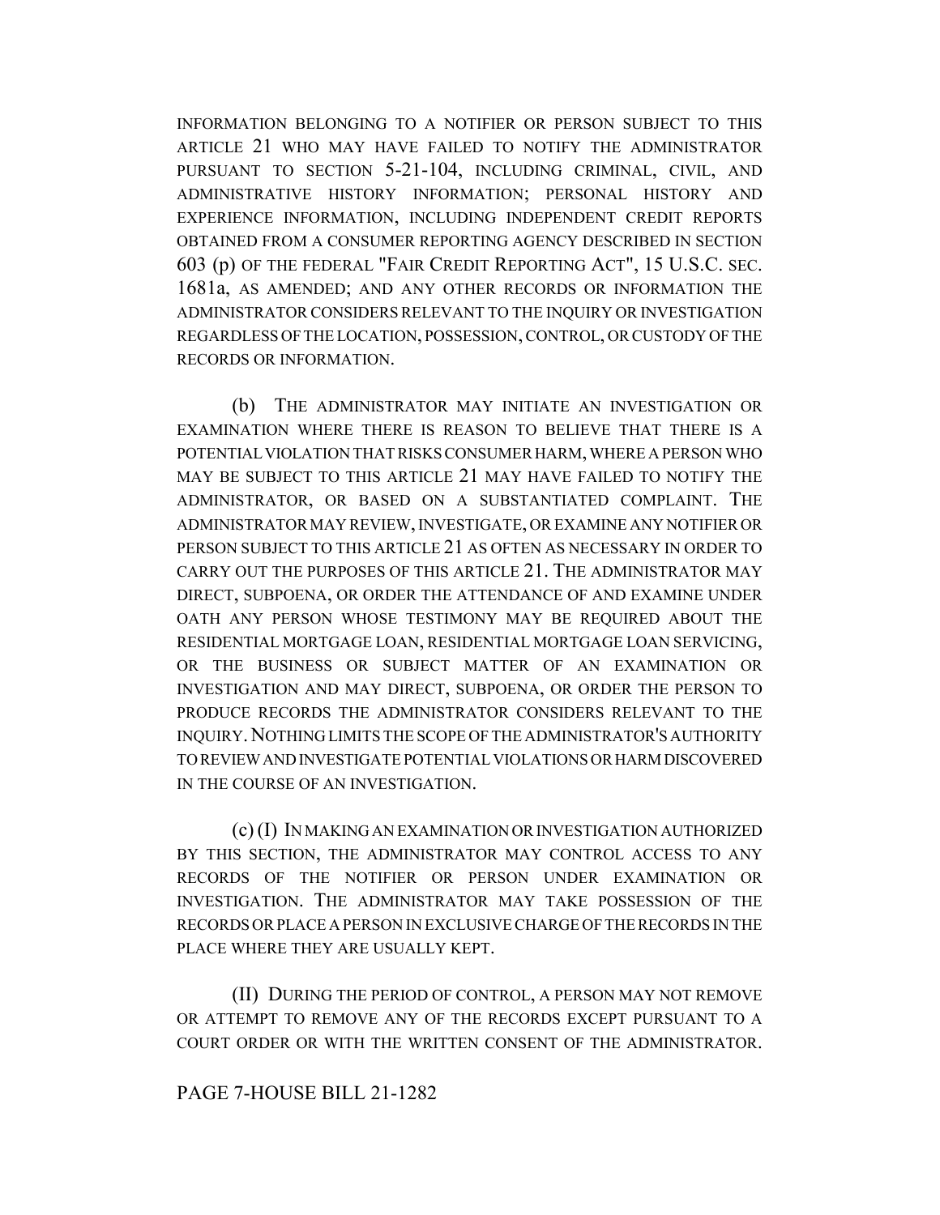INFORMATION BELONGING TO A NOTIFIER OR PERSON SUBJECT TO THIS ARTICLE 21 WHO MAY HAVE FAILED TO NOTIFY THE ADMINISTRATOR PURSUANT TO SECTION 5-21-104, INCLUDING CRIMINAL, CIVIL, AND ADMINISTRATIVE HISTORY INFORMATION; PERSONAL HISTORY AND EXPERIENCE INFORMATION, INCLUDING INDEPENDENT CREDIT REPORTS OBTAINED FROM A CONSUMER REPORTING AGENCY DESCRIBED IN SECTION 603 (p) OF THE FEDERAL "FAIR CREDIT REPORTING ACT", 15 U.S.C. SEC. 1681a, AS AMENDED; AND ANY OTHER RECORDS OR INFORMATION THE ADMINISTRATOR CONSIDERS RELEVANT TO THE INQUIRY OR INVESTIGATION REGARDLESS OF THE LOCATION, POSSESSION, CONTROL, OR CUSTODY OF THE RECORDS OR INFORMATION.

(b) THE ADMINISTRATOR MAY INITIATE AN INVESTIGATION OR EXAMINATION WHERE THERE IS REASON TO BELIEVE THAT THERE IS A POTENTIAL VIOLATION THAT RISKS CONSUMER HARM, WHERE A PERSON WHO MAY BE SUBJECT TO THIS ARTICLE 21 MAY HAVE FAILED TO NOTIFY THE ADMINISTRATOR, OR BASED ON A SUBSTANTIATED COMPLAINT. THE ADMINISTRATOR MAY REVIEW, INVESTIGATE, OR EXAMINE ANY NOTIFIER OR PERSON SUBJECT TO THIS ARTICLE 21 AS OFTEN AS NECESSARY IN ORDER TO CARRY OUT THE PURPOSES OF THIS ARTICLE 21. THE ADMINISTRATOR MAY DIRECT, SUBPOENA, OR ORDER THE ATTENDANCE OF AND EXAMINE UNDER OATH ANY PERSON WHOSE TESTIMONY MAY BE REQUIRED ABOUT THE RESIDENTIAL MORTGAGE LOAN, RESIDENTIAL MORTGAGE LOAN SERVICING, OR THE BUSINESS OR SUBJECT MATTER OF AN EXAMINATION OR INVESTIGATION AND MAY DIRECT, SUBPOENA, OR ORDER THE PERSON TO PRODUCE RECORDS THE ADMINISTRATOR CONSIDERS RELEVANT TO THE INQUIRY. NOTHING LIMITS THE SCOPE OF THE ADMINISTRATOR'S AUTHORITY TO REVIEW AND INVESTIGATE POTENTIAL VIOLATIONS OR HARM DISCOVERED IN THE COURSE OF AN INVESTIGATION.

(c) (I) IN MAKING AN EXAMINATION OR INVESTIGATION AUTHORIZED BY THIS SECTION, THE ADMINISTRATOR MAY CONTROL ACCESS TO ANY RECORDS OF THE NOTIFIER OR PERSON UNDER EXAMINATION OR INVESTIGATION. THE ADMINISTRATOR MAY TAKE POSSESSION OF THE RECORDS OR PLACE A PERSON IN EXCLUSIVE CHARGE OF THE RECORDS IN THE PLACE WHERE THEY ARE USUALLY KEPT.

(II) DURING THE PERIOD OF CONTROL, A PERSON MAY NOT REMOVE OR ATTEMPT TO REMOVE ANY OF THE RECORDS EXCEPT PURSUANT TO A COURT ORDER OR WITH THE WRITTEN CONSENT OF THE ADMINISTRATOR.

PAGE 7-HOUSE BILL 21-1282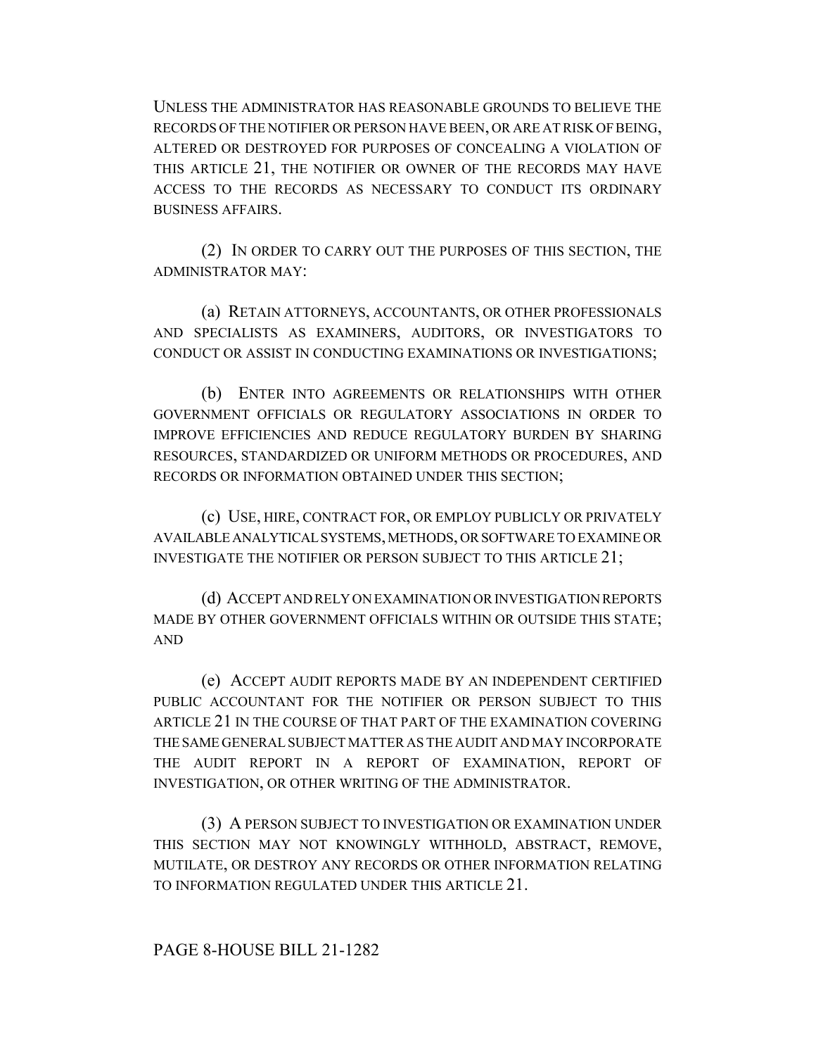UNLESS THE ADMINISTRATOR HAS REASONABLE GROUNDS TO BELIEVE THE RECORDS OF THE NOTIFIER OR PERSON HAVE BEEN, OR ARE AT RISK OF BEING, ALTERED OR DESTROYED FOR PURPOSES OF CONCEALING A VIOLATION OF THIS ARTICLE 21, THE NOTIFIER OR OWNER OF THE RECORDS MAY HAVE ACCESS TO THE RECORDS AS NECESSARY TO CONDUCT ITS ORDINARY BUSINESS AFFAIRS.

(2) IN ORDER TO CARRY OUT THE PURPOSES OF THIS SECTION, THE ADMINISTRATOR MAY:

(a) RETAIN ATTORNEYS, ACCOUNTANTS, OR OTHER PROFESSIONALS AND SPECIALISTS AS EXAMINERS, AUDITORS, OR INVESTIGATORS TO CONDUCT OR ASSIST IN CONDUCTING EXAMINATIONS OR INVESTIGATIONS;

(b) ENTER INTO AGREEMENTS OR RELATIONSHIPS WITH OTHER GOVERNMENT OFFICIALS OR REGULATORY ASSOCIATIONS IN ORDER TO IMPROVE EFFICIENCIES AND REDUCE REGULATORY BURDEN BY SHARING RESOURCES, STANDARDIZED OR UNIFORM METHODS OR PROCEDURES, AND RECORDS OR INFORMATION OBTAINED UNDER THIS SECTION;

(c) USE, HIRE, CONTRACT FOR, OR EMPLOY PUBLICLY OR PRIVATELY AVAILABLE ANALYTICAL SYSTEMS, METHODS, OR SOFTWARE TO EXAMINE OR INVESTIGATE THE NOTIFIER OR PERSON SUBJECT TO THIS ARTICLE 21;

(d) ACCEPT AND RELY ON EXAMINATION OR INVESTIGATION REPORTS MADE BY OTHER GOVERNMENT OFFICIALS WITHIN OR OUTSIDE THIS STATE; AND

(e) ACCEPT AUDIT REPORTS MADE BY AN INDEPENDENT CERTIFIED PUBLIC ACCOUNTANT FOR THE NOTIFIER OR PERSON SUBJECT TO THIS ARTICLE 21 IN THE COURSE OF THAT PART OF THE EXAMINATION COVERING THE SAME GENERAL SUBJECT MATTER AS THE AUDIT AND MAY INCORPORATE THE AUDIT REPORT IN A REPORT OF EXAMINATION, REPORT OF INVESTIGATION, OR OTHER WRITING OF THE ADMINISTRATOR.

(3) A PERSON SUBJECT TO INVESTIGATION OR EXAMINATION UNDER THIS SECTION MAY NOT KNOWINGLY WITHHOLD, ABSTRACT, REMOVE, MUTILATE, OR DESTROY ANY RECORDS OR OTHER INFORMATION RELATING TO INFORMATION REGULATED UNDER THIS ARTICLE 21.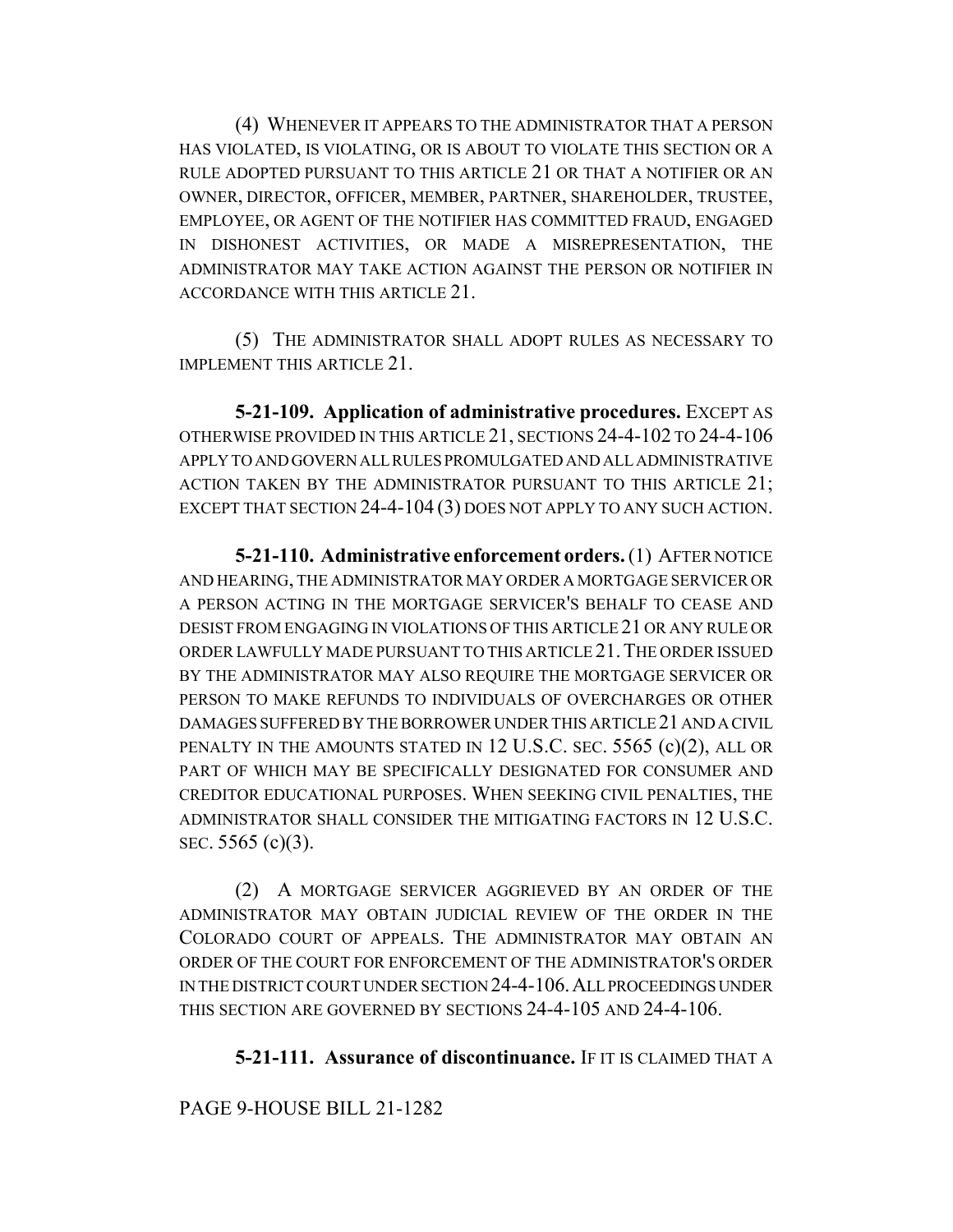(4) WHENEVER IT APPEARS TO THE ADMINISTRATOR THAT A PERSON HAS VIOLATED, IS VIOLATING, OR IS ABOUT TO VIOLATE THIS SECTION OR A RULE ADOPTED PURSUANT TO THIS ARTICLE 21 OR THAT A NOTIFIER OR AN OWNER, DIRECTOR, OFFICER, MEMBER, PARTNER, SHAREHOLDER, TRUSTEE, EMPLOYEE, OR AGENT OF THE NOTIFIER HAS COMMITTED FRAUD, ENGAGED IN DISHONEST ACTIVITIES, OR MADE A MISREPRESENTATION, THE ADMINISTRATOR MAY TAKE ACTION AGAINST THE PERSON OR NOTIFIER IN ACCORDANCE WITH THIS ARTICLE 21.

(5) THE ADMINISTRATOR SHALL ADOPT RULES AS NECESSARY TO IMPLEMENT THIS ARTICLE 21.

**5-21-109. Application of administrative procedures.** EXCEPT AS OTHERWISE PROVIDED IN THIS ARTICLE 21, SECTIONS 24-4-102 TO 24-4-106 APPLY TO AND GOVERN ALL RULES PROMULGATED AND ALL ADMINISTRATIVE ACTION TAKEN BY THE ADMINISTRATOR PURSUANT TO THIS ARTICLE 21; EXCEPT THAT SECTION 24-4-104 (3) DOES NOT APPLY TO ANY SUCH ACTION.

**5-21-110. Administrative enforcement orders.** (1) AFTER NOTICE AND HEARING, THE ADMINISTRATOR MAY ORDER A MORTGAGE SERVICER OR A PERSON ACTING IN THE MORTGAGE SERVICER'S BEHALF TO CEASE AND DESIST FROM ENGAGING IN VIOLATIONS OF THIS ARTICLE 21 OR ANY RULE OR ORDER LAWFULLY MADE PURSUANT TO THIS ARTICLE 21. THE ORDER ISSUED BY THE ADMINISTRATOR MAY ALSO REQUIRE THE MORTGAGE SERVICER OR PERSON TO MAKE REFUNDS TO INDIVIDUALS OF OVERCHARGES OR OTHER DAMAGES SUFFERED BY THE BORROWER UNDER THIS ARTICLE 21 AND A CIVIL PENALTY IN THE AMOUNTS STATED IN 12 U.S.C. SEC. 5565 (c)(2), ALL OR PART OF WHICH MAY BE SPECIFICALLY DESIGNATED FOR CONSUMER AND CREDITOR EDUCATIONAL PURPOSES. WHEN SEEKING CIVIL PENALTIES, THE ADMINISTRATOR SHALL CONSIDER THE MITIGATING FACTORS IN 12 U.S.C. SEC. 5565 (c)(3).

(2) A MORTGAGE SERVICER AGGRIEVED BY AN ORDER OF THE ADMINISTRATOR MAY OBTAIN JUDICIAL REVIEW OF THE ORDER IN THE COLORADO COURT OF APPEALS. THE ADMINISTRATOR MAY OBTAIN AN ORDER OF THE COURT FOR ENFORCEMENT OF THE ADMINISTRATOR'S ORDER IN THE DISTRICT COURT UNDER SECTION 24-4-106. ALL PROCEEDINGS UNDER THIS SECTION ARE GOVERNED BY SECTIONS 24-4-105 AND 24-4-106.

**5-21-111. Assurance of discontinuance.** IF IT IS CLAIMED THAT A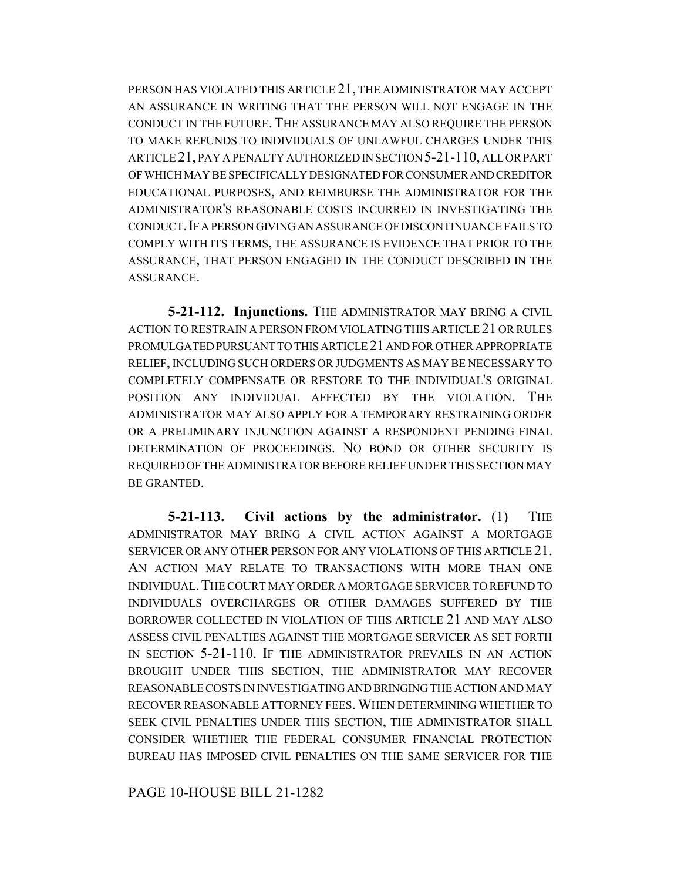PERSON HAS VIOLATED THIS ARTICLE 21, THE ADMINISTRATOR MAY ACCEPT AN ASSURANCE IN WRITING THAT THE PERSON WILL NOT ENGAGE IN THE CONDUCT IN THE FUTURE. THE ASSURANCE MAY ALSO REQUIRE THE PERSON TO MAKE REFUNDS TO INDIVIDUALS OF UNLAWFUL CHARGES UNDER THIS ARTICLE 21, PAY A PENALTY AUTHORIZED IN SECTION 5-21-110, ALL OR PART OF WHICH MAY BE SPECIFICALLY DESIGNATED FOR CONSUMER AND CREDITOR EDUCATIONAL PURPOSES, AND REIMBURSE THE ADMINISTRATOR FOR THE ADMINISTRATOR'S REASONABLE COSTS INCURRED IN INVESTIGATING THE CONDUCT. IF A PERSON GIVING AN ASSURANCE OF DISCONTINUANCE FAILS TO COMPLY WITH ITS TERMS, THE ASSURANCE IS EVIDENCE THAT PRIOR TO THE ASSURANCE, THAT PERSON ENGAGED IN THE CONDUCT DESCRIBED IN THE ASSURANCE.

**5-21-112. Injunctions.** THE ADMINISTRATOR MAY BRING A CIVIL ACTION TO RESTRAIN A PERSON FROM VIOLATING THIS ARTICLE 21 OR RULES PROMULGATED PURSUANT TO THIS ARTICLE 21 AND FOR OTHER APPROPRIATE RELIEF, INCLUDING SUCH ORDERS OR JUDGMENTS AS MAY BE NECESSARY TO COMPLETELY COMPENSATE OR RESTORE TO THE INDIVIDUAL'S ORIGINAL POSITION ANY INDIVIDUAL AFFECTED BY THE VIOLATION. THE ADMINISTRATOR MAY ALSO APPLY FOR A TEMPORARY RESTRAINING ORDER OR A PRELIMINARY INJUNCTION AGAINST A RESPONDENT PENDING FINAL DETERMINATION OF PROCEEDINGS. NO BOND OR OTHER SECURITY IS REQUIRED OF THE ADMINISTRATOR BEFORE RELIEF UNDER THIS SECTION MAY BE GRANTED.

**5-21-113. Civil actions by the administrator.** (1) THE ADMINISTRATOR MAY BRING A CIVIL ACTION AGAINST A MORTGAGE SERVICER OR ANY OTHER PERSON FOR ANY VIOLATIONS OF THIS ARTICLE 21. AN ACTION MAY RELATE TO TRANSACTIONS WITH MORE THAN ONE INDIVIDUAL. THE COURT MAY ORDER A MORTGAGE SERVICER TO REFUND TO INDIVIDUALS OVERCHARGES OR OTHER DAMAGES SUFFERED BY THE BORROWER COLLECTED IN VIOLATION OF THIS ARTICLE 21 AND MAY ALSO ASSESS CIVIL PENALTIES AGAINST THE MORTGAGE SERVICER AS SET FORTH IN SECTION 5-21-110. IF THE ADMINISTRATOR PREVAILS IN AN ACTION BROUGHT UNDER THIS SECTION, THE ADMINISTRATOR MAY RECOVER REASONABLE COSTS IN INVESTIGATING AND BRINGING THE ACTION AND MAY RECOVER REASONABLE ATTORNEY FEES. WHEN DETERMINING WHETHER TO SEEK CIVIL PENALTIES UNDER THIS SECTION, THE ADMINISTRATOR SHALL CONSIDER WHETHER THE FEDERAL CONSUMER FINANCIAL PROTECTION BUREAU HAS IMPOSED CIVIL PENALTIES ON THE SAME SERVICER FOR THE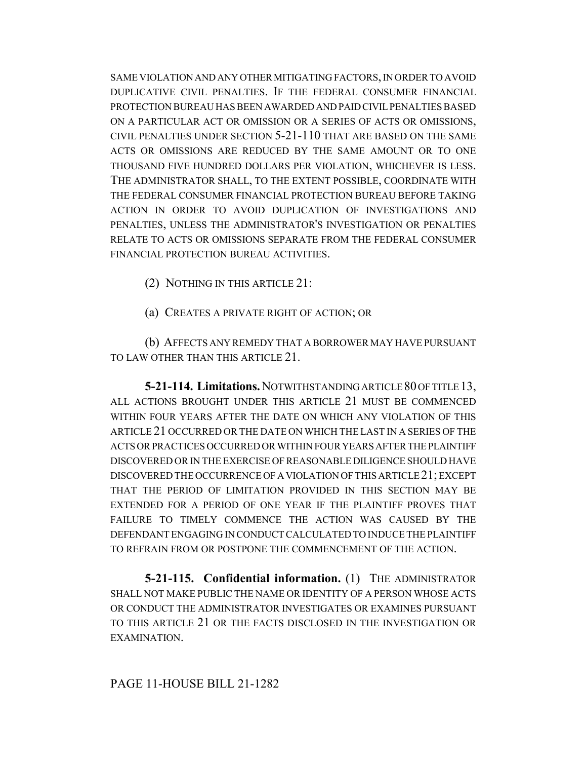SAME VIOLATION AND ANY OTHER MITIGATING FACTORS, IN ORDER TO AVOID DUPLICATIVE CIVIL PENALTIES. IF THE FEDERAL CONSUMER FINANCIAL PROTECTION BUREAU HAS BEEN AWARDED AND PAID CIVIL PENALTIES BASED ON A PARTICULAR ACT OR OMISSION OR A SERIES OF ACTS OR OMISSIONS, CIVIL PENALTIES UNDER SECTION 5-21-110 THAT ARE BASED ON THE SAME ACTS OR OMISSIONS ARE REDUCED BY THE SAME AMOUNT OR TO ONE THOUSAND FIVE HUNDRED DOLLARS PER VIOLATION, WHICHEVER IS LESS. THE ADMINISTRATOR SHALL, TO THE EXTENT POSSIBLE, COORDINATE WITH THE FEDERAL CONSUMER FINANCIAL PROTECTION BUREAU BEFORE TAKING ACTION IN ORDER TO AVOID DUPLICATION OF INVESTIGATIONS AND PENALTIES, UNLESS THE ADMINISTRATOR'S INVESTIGATION OR PENALTIES RELATE TO ACTS OR OMISSIONS SEPARATE FROM THE FEDERAL CONSUMER FINANCIAL PROTECTION BUREAU ACTIVITIES.

(2) NOTHING IN THIS ARTICLE 21:

(a) CREATES A PRIVATE RIGHT OF ACTION; OR

(b) AFFECTS ANY REMEDY THAT A BORROWER MAY HAVE PURSUANT TO LAW OTHER THAN THIS ARTICLE 21.

**5-21-114. Limitations.** NOTWITHSTANDING ARTICLE 80 OF TITLE 13, ALL ACTIONS BROUGHT UNDER THIS ARTICLE 21 MUST BE COMMENCED WITHIN FOUR YEARS AFTER THE DATE ON WHICH ANY VIOLATION OF THIS ARTICLE 21 OCCURRED OR THE DATE ON WHICH THE LAST IN A SERIES OF THE ACTS OR PRACTICES OCCURRED OR WITHIN FOUR YEARS AFTER THE PLAINTIFF DISCOVERED OR IN THE EXERCISE OF REASONABLE DILIGENCE SHOULD HAVE DISCOVERED THE OCCURRENCE OF A VIOLATION OF THIS ARTICLE 21; EXCEPT THAT THE PERIOD OF LIMITATION PROVIDED IN THIS SECTION MAY BE EXTENDED FOR A PERIOD OF ONE YEAR IF THE PLAINTIFF PROVES THAT FAILURE TO TIMELY COMMENCE THE ACTION WAS CAUSED BY THE DEFENDANT ENGAGING IN CONDUCT CALCULATED TO INDUCE THE PLAINTIFF TO REFRAIN FROM OR POSTPONE THE COMMENCEMENT OF THE ACTION.

**5-21-115. Confidential information.** (1) THE ADMINISTRATOR SHALL NOT MAKE PUBLIC THE NAME OR IDENTITY OF A PERSON WHOSE ACTS OR CONDUCT THE ADMINISTRATOR INVESTIGATES OR EXAMINES PURSUANT TO THIS ARTICLE 21 OR THE FACTS DISCLOSED IN THE INVESTIGATION OR EXAMINATION.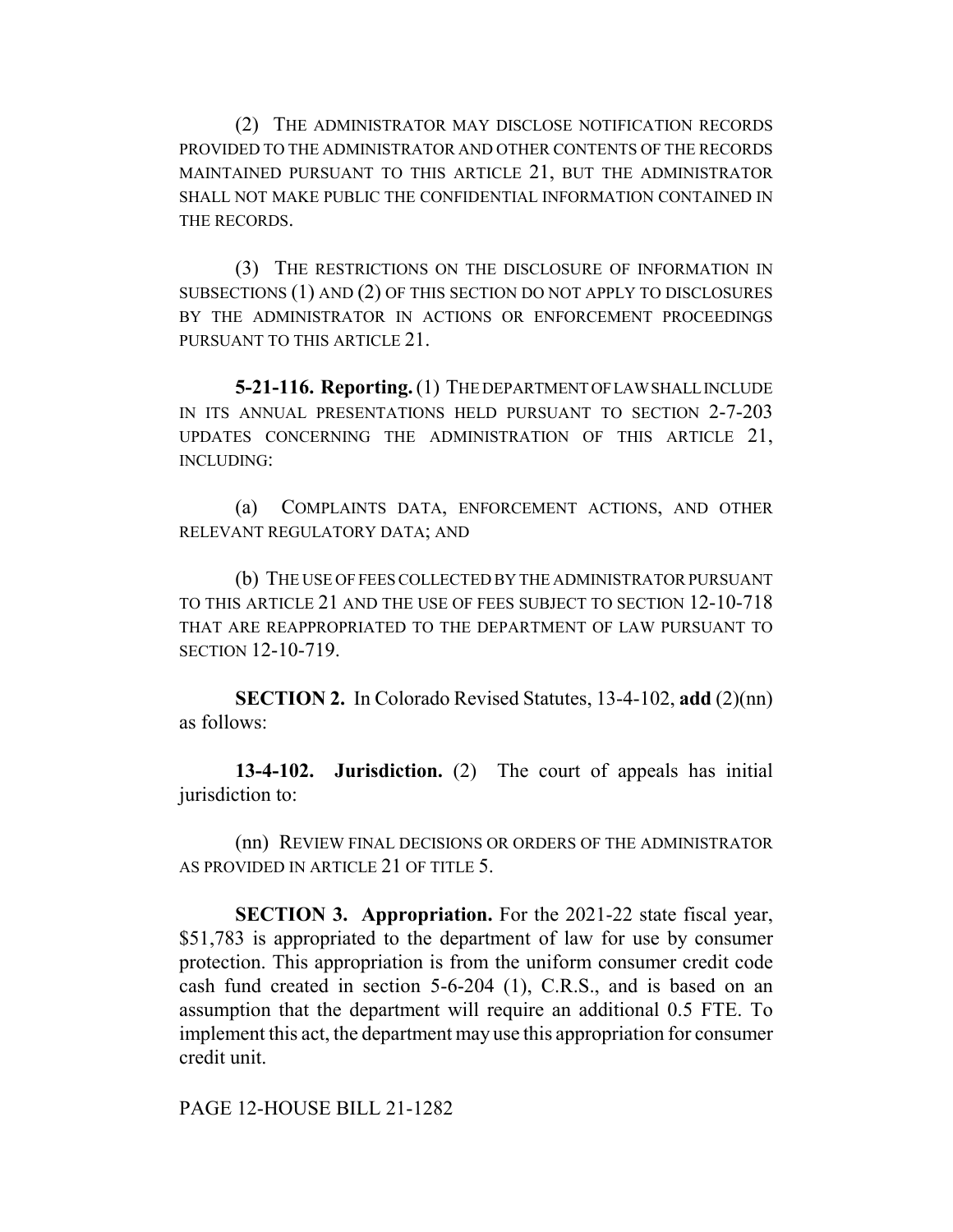(2) THE ADMINISTRATOR MAY DISCLOSE NOTIFICATION RECORDS PROVIDED TO THE ADMINISTRATOR AND OTHER CONTENTS OF THE RECORDS MAINTAINED PURSUANT TO THIS ARTICLE 21, BUT THE ADMINISTRATOR SHALL NOT MAKE PUBLIC THE CONFIDENTIAL INFORMATION CONTAINED IN THE RECORDS.

(3) THE RESTRICTIONS ON THE DISCLOSURE OF INFORMATION IN SUBSECTIONS (1) AND (2) OF THIS SECTION DO NOT APPLY TO DISCLOSURES BY THE ADMINISTRATOR IN ACTIONS OR ENFORCEMENT PROCEEDINGS PURSUANT TO THIS ARTICLE 21.

**5-21-116. Reporting.** (1) THE DEPARTMENT OF LAW SHALL INCLUDE IN ITS ANNUAL PRESENTATIONS HELD PURSUANT TO SECTION 2-7-203 UPDATES CONCERNING THE ADMINISTRATION OF THIS ARTICLE 21, INCLUDING:

(a) COMPLAINTS DATA, ENFORCEMENT ACTIONS, AND OTHER RELEVANT REGULATORY DATA; AND

(b) THE USE OF FEES COLLECTED BY THE ADMINISTRATOR PURSUANT TO THIS ARTICLE 21 AND THE USE OF FEES SUBJECT TO SECTION 12-10-718 THAT ARE REAPPROPRIATED TO THE DEPARTMENT OF LAW PURSUANT TO SECTION 12-10-719.

**SECTION 2.** In Colorado Revised Statutes, 13-4-102, **add** (2)(nn) as follows:

**13-4-102. Jurisdiction.** (2) The court of appeals has initial jurisdiction to:

(nn) REVIEW FINAL DECISIONS OR ORDERS OF THE ADMINISTRATOR AS PROVIDED IN ARTICLE 21 OF TITLE 5.

**SECTION 3. Appropriation.** For the 2021-22 state fiscal year, $51,783 is appropriated to the department of law for use by consumer protection. This appropriation is from the uniform consumer credit code cash fund created in section 5-6-204 (1), C.R.S., and is based on an assumption that the department will require an additional 0.5 FTE. To implement this act, the department may use this appropriation for consumer credit unit.

PAGE 12-HOUSE BILL 21-1282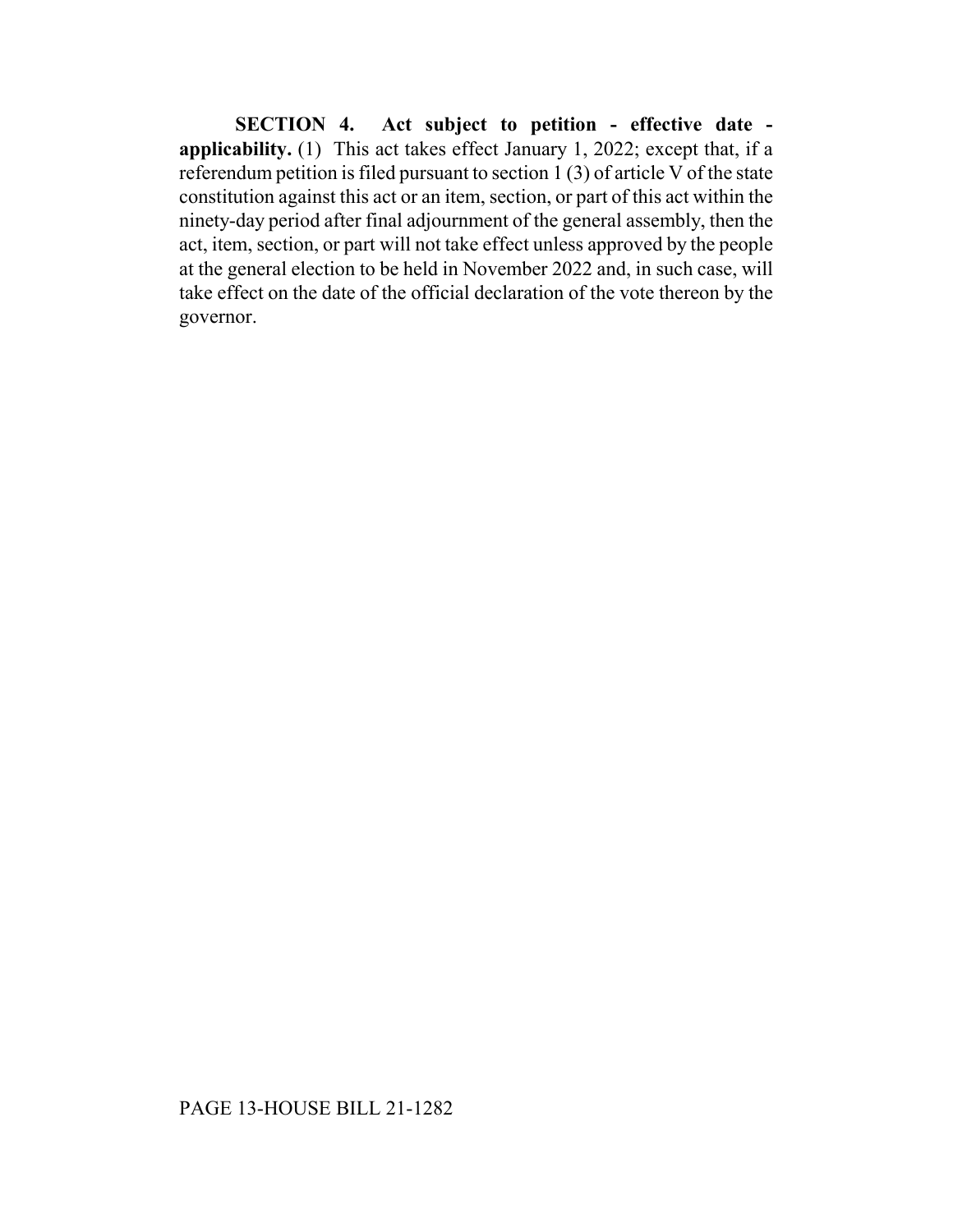**SECTION 4. Act subject to petition - effective date - applicability.** (1) This act takes effect January 1, 2022; except that, if a referendum petition is filed pursuant to section 1 (3) of article V of the state constitution against this act or an item, section, or part of this act within the ninety-day period after final adjournment of the general assembly, then the act, item, section, or part will not take effect unless approved by the people at the general election to be held in November 2022 and, in such case, will take effect on the date of the official declaration of the vote thereon by the governor.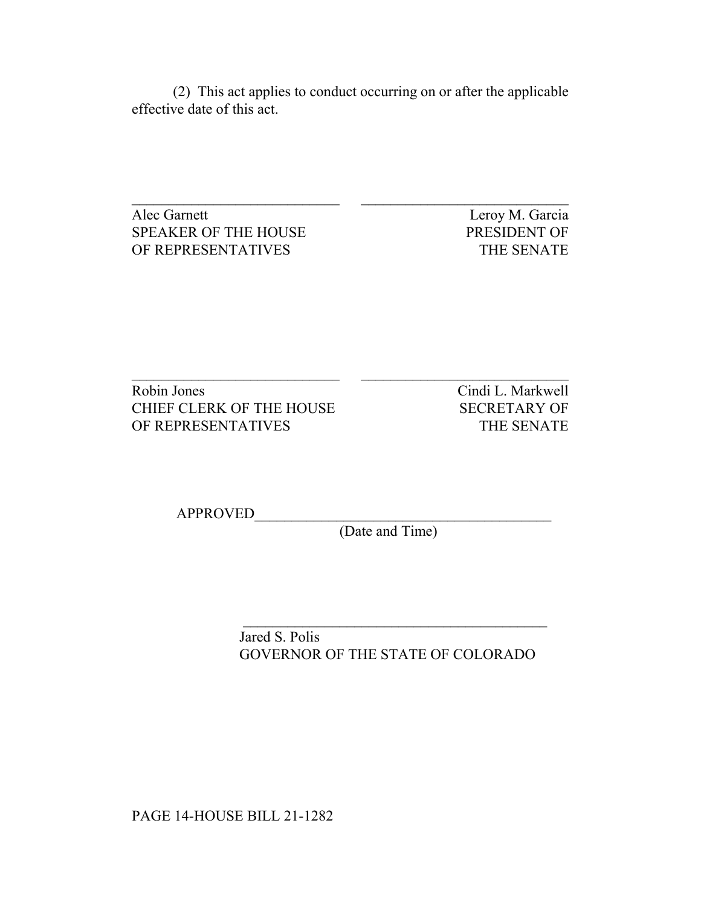(2) This act applies to conduct occurring on or after the applicable effective date of this act.

____________________________ ____________________________

Alec Garnett
SPEAKER OF THE HOUSE
OF REPRESENTATIVES

Leroy M. Garcia
PRESIDENT OF
THE SENATE

____________________________ ____________________________

Robin Jones
CHIEF CLERK OF THE HOUSE
OF REPRESENTATIVES

Cindi L. Markwell
SECRETARY OF
THE SENATE

APPROVED________________________________________
(Date and Time)

_________________________________________

Jared S. Polis
GOVERNOR OF THE STATE OF COLORADO

PAGE 14-HOUSE BILL 21-1282